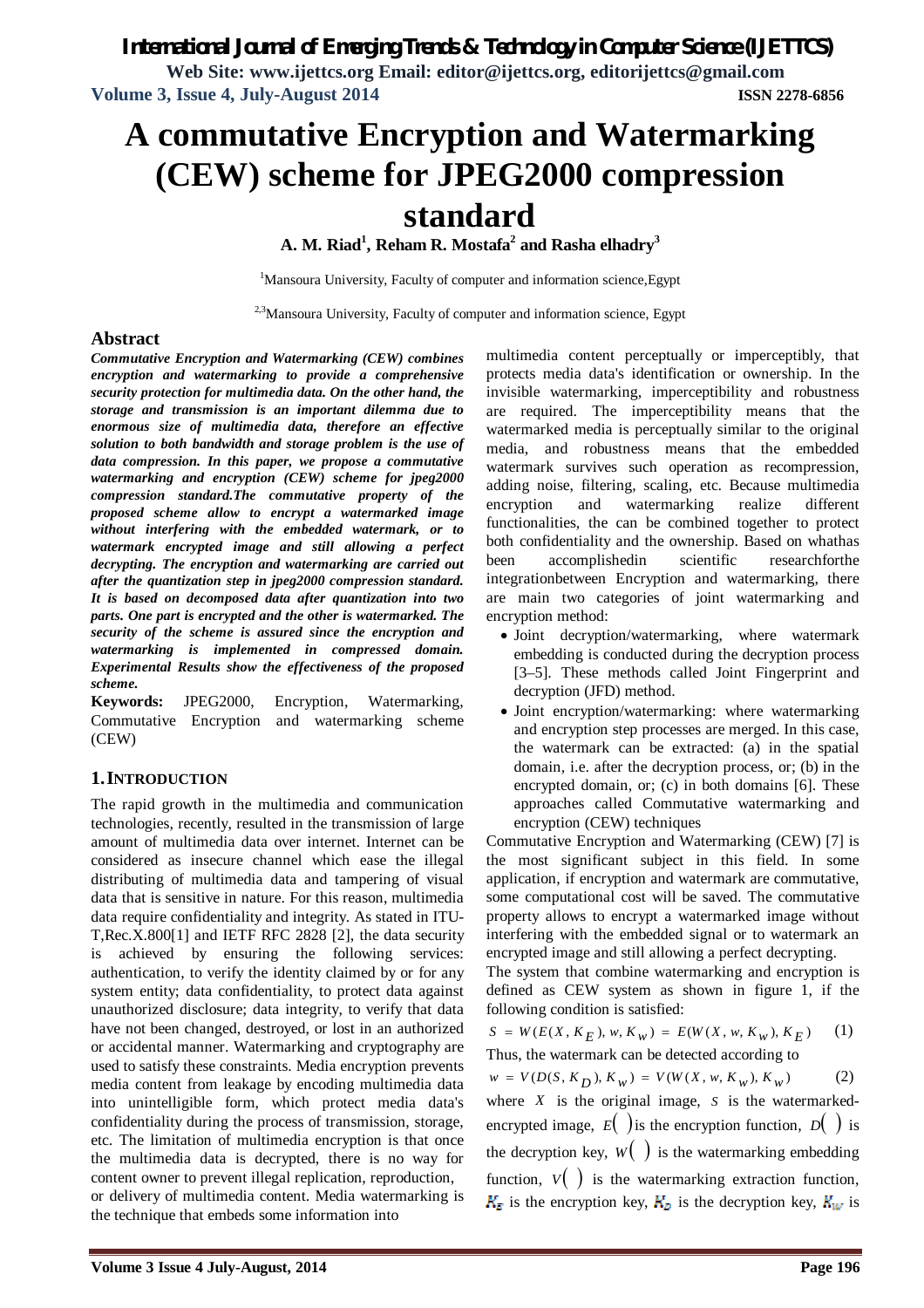# A commutative Encryption and Watermarking (CEW) scheme for JPEG2000 compression standard

**A. M. Riad[1], Reham R. Mostafa[2] and Rasha elhadry[3]**

[1]Mansoura University, Faculty of computer and information science,Egypt

[2,3]Mansoura University, Faculty of computer and information science, Egypt

## Abstract

***Commutative Encryption and Watermarking (CEW) combines encryption and watermarking to provide a comprehensive security protection for multimedia data. On the other hand, the storage and transmission is an important dilemma due to enormous size of multimedia data, therefore an effective solution to both bandwidth and storage problem is the use of data compression. In this paper, we propose a commutative watermarking and encryption (CEW) scheme for jpeg2000 compression standard.The commutative property of the proposed scheme allow to encrypt a watermarked image without interfering with the embedded watermark, or to watermark encrypted image and still allowing a perfect decrypting. The encryption and watermarking are carried out after the quantization step in jpeg2000 compression standard. It is based on decomposed data after quantization into two parts. One part is encrypted and the other is watermarked. The security of the scheme is assured since the encryption and watermarking is implemented in compressed domain. Experimental Results show the effectiveness of the proposed scheme.***

**Keywords:** JPEG2000, Encryption, Watermarking, Commutative Encryption and watermarking scheme (CEW)

## 1. INTRODUCTION

The rapid growth in the multimedia and communication technologies, recently, resulted in the transmission of large amount of multimedia data over internet. Internet can be considered as insecure channel which ease the illegal distributing of multimedia data and tampering of visual data that is sensitive in nature. For this reason, multimedia data require confidentiality and integrity. As stated in ITU-T,Rec.X.800[1] and IETF RFC 2828 [2], the data security is achieved by ensuring the following services: authentication, to verify the identity claimed by or for any system entity; data confidentiality, to protect data against unauthorized disclosure; data integrity, to verify that data have not been changed, destroyed, or lost in an authorized or accidental manner. Watermarking and cryptography are used to satisfy these constraints. Media encryption prevents media content from leakage by encoding multimedia data into unintelligible form, which protect media data's confidentiality during the process of transmission, storage, etc. The limitation of multimedia encryption is that once the multimedia data is decrypted, there is no way for content owner to prevent illegal replication, reproduction, or delivery of multimedia content. Media watermarking is the technique that embeds some information into multimedia content perceptually or imperceptibly, that protects media data's identification or ownership. In the invisible watermarking, imperceptibility and robustness are required. The imperceptibility means that the watermarked media is perceptually similar to the original media, and robustness means that the embedded watermark survives such operation as recompression, adding noise, filtering, scaling, etc. Because multimedia encryption and watermarking realize different functionalities, the can be combined together to protect both confidentiality and the ownership. Based on whathas been accomplishedin scientific researchforthe integrationbetween Encryption and watermarking, there are main two categories of joint watermarking and encryption method:

- Joint decryption/watermarking, where watermark embedding is conducted during the decryption process [3–5]. These methods called Joint Fingerprint and decryption (JFD) method.
- Joint encryption/watermarking: where watermarking and encryption step processes are merged. In this case, the watermark can be extracted: (a) in the spatial domain, i.e. after the decryption process, or; (b) in the encrypted domain, or; (c) in both domains [6]. These approaches called Commutative watermarking and encryption (CEW) techniques

Commutative Encryption and Watermarking (CEW) [7] is the most significant subject in this field. In some application, if encryption and watermark are commutative, some computational cost will be saved. The commutative property allows to encrypt a watermarked image without interfering with the embedded signal or to watermark an encrypted image and still allowing a perfect decrypting.

The system that combine watermarking and encryption is defined as CEW system as shown in figure 1, if the following condition is satisfied:

$$S = W(E(X, K_E), w, K_w) = E(W(X, w, K_w), K_E) \quad (1)$$

Thus, the watermark can be detected according to

$$w = V(D(S, K_D), K_w) = V(W(X, w, K_w), K_w) \quad (2)$$

where $X$ is the original image, $S$ is the watermarked-encrypted image, $E(\ )$ is the encryption function, $D(\ )$ is the decryption key, $W(\ )$ is the watermarking embedding function, $V(\ )$ is the watermarking extraction function, $K_E$ is the encryption key, $K_D$ is the decryption key, $K_W$ is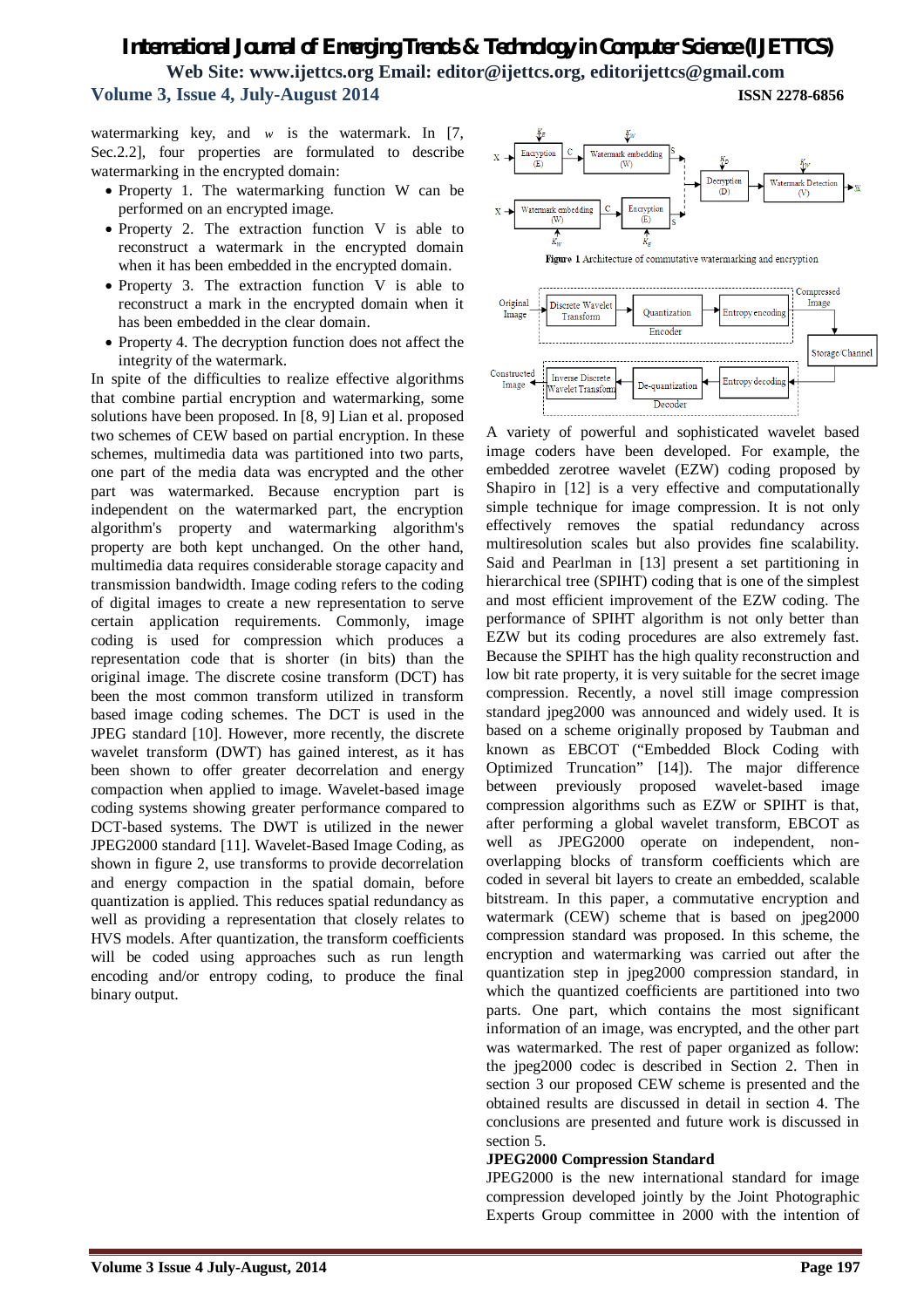watermarking key, and $w$ is the watermark. In [7, Sec.2.2], four properties are formulated to describe watermarking in the encrypted domain:

- Property 1. The watermarking function W can be performed on an encrypted image.
- Property 2. The extraction function V is able to reconstruct a watermark in the encrypted domain when it has been embedded in the encrypted domain.
- Property 3. The extraction function V is able to reconstruct a mark in the encrypted domain when it has been embedded in the clear domain.
- Property 4. The decryption function does not affect the integrity of the watermark.

In spite of the difficulties to realize effective algorithms that combine partial encryption and watermarking, some solutions have been proposed. In [8, 9] Lian et al. proposed two schemes of CEW based on partial encryption. In these schemes, multimedia data was partitioned into two parts, one part of the media data was encrypted and the other part was watermarked. Because encryption part is independent on the watermarked part, the encryption algorithm's property and watermarking algorithm's property are both kept unchanged. On the other hand, multimedia data requires considerable storage capacity and transmission bandwidth. Image coding refers to the coding of digital images to create a new representation to serve certain application requirements. Commonly, image coding is used for compression which produces a representation code that is shorter (in bits) than the original image. The discrete cosine transform (DCT) has been the most common transform utilized in transform based image coding schemes. The DCT is used in the JPEG standard [10]. However, more recently, the discrete wavelet transform (DWT) has gained interest, as it has been shown to offer greater decorrelation and energy compaction when applied to image. Wavelet-based image coding systems showing greater performance compared to DCT-based systems. The DWT is utilized in the newer JPEG2000 standard [11]. Wavelet-Based Image Coding, as shown in figure 2, use transforms to provide decorrelation and energy compaction in the spatial domain, before quantization is applied. This reduces spatial redundancy as well as providing a representation that closely relates to HVS models. After quantization, the transform coefficients will be coded using approaches such as run length encoding and/or entropy coding, to produce the final binary output.

**Figure 1** Architecture of commutative watermarking and encryption

A variety of powerful and sophisticated wavelet based image coders have been developed. For example, the embedded zerotree wavelet (EZW) coding proposed by Shapiro in [12] is a very effective and computationally simple technique for image compression. It is not only effectively removes the spatial redundancy across multiresolution scales but also provides fine scalability. Said and Pearlman in [13] present a set partitioning in hierarchical tree (SPIHT) coding that is one of the simplest and most efficient improvement of the EZW coding. The performance of SPIHT algorithm is not only better than EZW but its coding procedures are also extremely fast. Because the SPIHT has the high quality reconstruction and low bit rate property, it is very suitable for the secret image compression. Recently, a novel still image compression standard jpeg2000 was announced and widely used. It is based on a scheme originally proposed by Taubman and known as EBCOT ("Embedded Block Coding with Optimized Truncation" [14]). The major difference between previously proposed wavelet-based image compression algorithms such as EZW or SPIHT is that, after performing a global wavelet transform, EBCOT as well as JPEG2000 operate on independent, non-overlapping blocks of transform coefficients which are coded in several bit layers to create an embedded, scalable bitstream. In this paper, a commutative encryption and watermark (CEW) scheme that is based on jpeg2000 compression standard was proposed. In this scheme, the encryption and watermarking was carried out after the quantization step in jpeg2000 compression standard, in which the quantized coefficients are partitioned into two parts. One part, which contains the most significant information of an image, was encrypted, and the other part was watermarked. The rest of paper organized as follow: the jpeg2000 codec is described in Section 2. Then in section 3 our proposed CEW scheme is presented and the obtained results are discussed in detail in section 4. The conclusions are presented and future work is discussed in section 5.

**JPEG2000 Compression Standard**

JPEG2000 is the new international standard for image compression developed jointly by the Joint Photographic Experts Group committee in 2000 with the intention of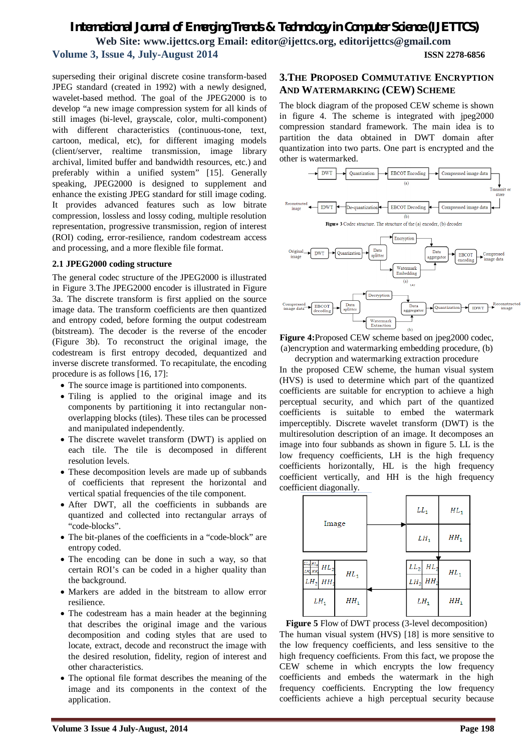superseding their original discrete cosine transform-based JPEG standard (created in 1992) with a newly designed, wavelet-based method. The goal of the JPEG2000 is to develop "a new image compression system for all kinds of still images (bi-level, grayscale, color, multi-component) with different characteristics (continuous-tone, text, cartoon, medical, etc), for different imaging models (client/server, realtime transmission, image library archival, limited buffer and bandwidth resources, etc.) and preferably within a unified system" [15]. Generally speaking, JPEG2000 is designed to supplement and enhance the existing JPEG standard for still image coding. It provides advanced features such as low bitrate compression, lossless and lossy coding, multiple resolution representation, progressive transmission, region of interest (ROI) coding, error-resilience, random codestream access and processing, and a more flexible file format.

### 2.1 JPEG2000 coding structure

The general codec structure of the JPEG2000 is illustrated in Figure 3.The JPEG2000 encoder is illustrated in Figure 3a. The discrete transform is first applied on the source image data. The transform coefficients are then quantized and entropy coded, before forming the output codestream (bitstream). The decoder is the reverse of the encoder (Figure 3b). To reconstruct the original image, the codestream is first entropy decoded, dequantized and inverse discrete transformed. To recapitulate, the encoding procedure is as follows [16, 17]:

- The source image is partitioned into components.
- Tiling is applied to the original image and its components by partitioning it into rectangular non-overlapping blocks (tiles). These tiles can be processed and manipulated independently.
- The discrete wavelet transform (DWT) is applied on each tile. The tile is decomposed in different resolution levels.
- These decomposition levels are made up of subbands of coefficients that represent the horizontal and vertical spatial frequencies of the tile component.
- After DWT, all the coefficients in subbands are quantized and collected into rectangular arrays of "code-blocks".
- The bit-planes of the coefficients in a "code-block" are entropy coded.
- The encoding can be done in such a way, so that certain ROI's can be coded in a higher quality than the background.
- Markers are added in the bitstream to allow error resilience.
- The codestream has a main header at the beginning that describes the original image and the various decomposition and coding styles that are used to locate, extract, decode and reconstruct the image with the desired resolution, fidelity, region of interest and other characteristics.
- The optional file format describes the meaning of the image and its components in the context of the application.

## 3.The Proposed Commutative Encryption and Watermarking (CEW) Scheme

The block diagram of the proposed CEW scheme is shown in figure 4. The scheme is integrated with jpeg2000 compression standard framework. The main idea is to partition the data obtained in DWT domain after quantization into two parts. One part is encrypted and the other is watermarked.

**Figure 3** Codec structure. The structure of the (a) encoder, (b) decoder

**Figure 4:** Proposed CEW scheme based on jpeg2000 codec, (a)encryption and watermarking embedding procedure, (b) decryption and watermarking extraction procedure

In the proposed CEW scheme, the human visual system (HVS) is used to determine which part of the quantized coefficients are suitable for encryption to achieve a high perceptual security, and which part of the quantized coefficients is suitable to embed the watermark imperceptibly. Discrete wavelet transform (DWT) is the multiresolution description of an image. It decomposes an image into four subbands as shown in figure 5. LL is the low frequency coefficients, LH is the high frequency coefficients horizontally, HL is the high frequency coefficient vertically, and HH is the high frequency coefficient diagonally.

**Figure 5** Flow of DWT process (3-level decomposition)

The human visual system (HVS) [18] is more sensitive to the low frequency coefficients, and less sensitive to the high frequency coefficients. From this fact, we propose the CEW scheme in which encrypts the low frequency coefficients and embeds the watermark in the high frequency coefficients. Encrypting the low frequency coefficients achieve a high perceptual security because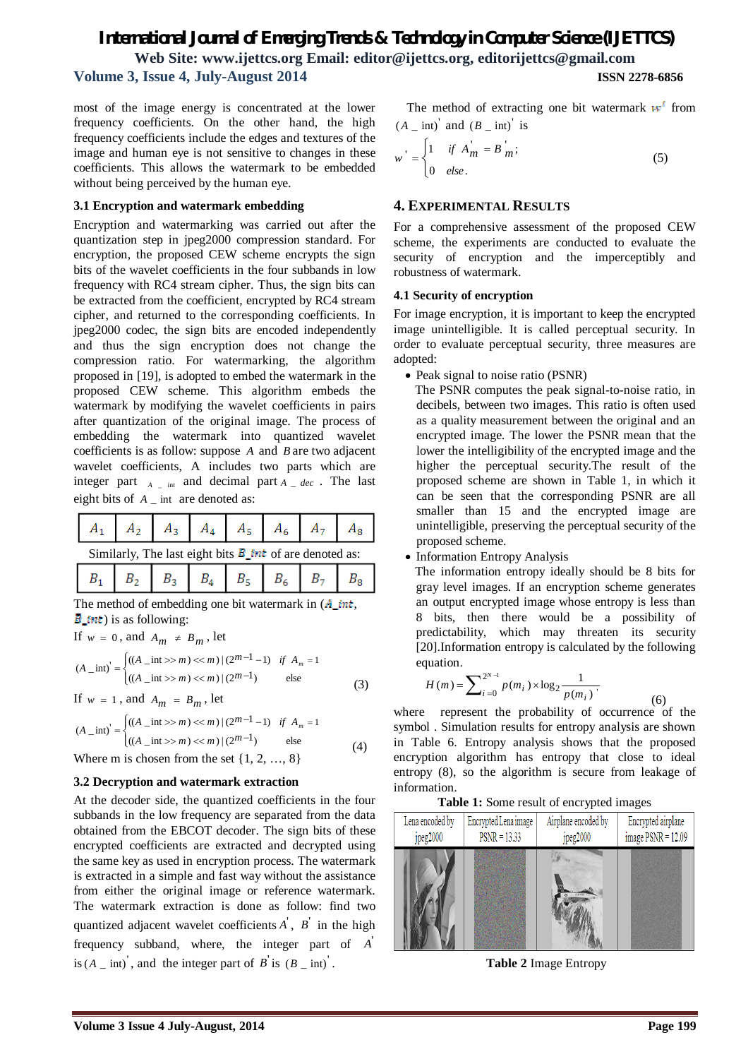most of the image energy is concentrated at the lower frequency coefficients. On the other hand, the high frequency coefficients include the edges and textures of the image and human eye is not sensitive to changes in these coefficients. This allows the watermark to be embedded without being perceived by the human eye.

### 3.1 Encryption and watermark embedding

Encryption and watermarking was carried out after the quantization step in jpeg2000 compression standard. For encryption, the proposed CEW scheme encrypts the sign bits of the wavelet coefficients in the four subbands in low frequency with RC4 stream cipher. Thus, the sign bits can be extracted from the coefficient, encrypted by RC4 stream cipher, and returned to the corresponding coefficients. In jpeg2000 codec, the sign bits are encoded independently and thus the sign encryption does not change the compression ratio. For watermarking, the algorithm proposed in [19], is adopted to embed the watermark in the proposed CEW scheme. This algorithm embeds the watermark by modifying the wavelet coefficients in pairs after quantization of the original image. The process of embedding the watermark into quantized wavelet coefficients is as follow: suppose $A$ and $B$ are two adjacent wavelet coefficients, A includes two parts which are integer part $A\_int$ and decimal part $A\_dec$. The last eight bits of $A\_int$ are denoted as:

| $A_1$ | $A_2$ | $A_3$ | $A_4$ | $A_5$ | $A_6$ | $A_7$ | $A_8$ |
|---|---|---|---|---|---|---|---|

Similarly, The last eight bits $B\_int$ of are denoted as:

| $B_1$ | $B_2$ | $B_3$ | $B_4$ | $B_5$ | $B_6$ | $B_7$ | $B_8$ |
|---|---|---|---|---|---|---|---|

The method of embedding one bit watermark in ($A\_int$, $B\_int$) is as following:

If $w = 0$, and $A_m \neq B_m$, let

$$(A\_int)' = \begin{cases} ((A\_int >> m) << m) \,|\, (2^{m-1}-1) & if \ A_m = 1 \\ ((A\_int >> m) << m) \,|\, (2^{m-1}) & \text{else} \end{cases} \quad (3)$$

If $w = 1$, and $A_m = B_m$, let

$$(A\_int)' = \begin{cases} ((A\_int >> m) << m) \,|\, (2^{m-1}-1) & if \ A_m = 1 \\ ((A\_int >> m) << m) \,|\, (2^{m-1}) & \text{else} \end{cases} \quad (4)$$

Where m is chosen from the set {1, 2, …, 8}

### 3.2 Decryption and watermark extraction

At the decoder side, the quantized coefficients in the four subbands in the low frequency are separated from the data obtained from the EBCOT decoder. The sign bits of these encrypted coefficients are extracted and decrypted using the same key as used in encryption process. The watermark is extracted in a simple and fast way without the assistance from either the original image or reference watermark. The watermark extraction is done as follow: find two quantized adjacent wavelet coefficients $A'$, $B'$ in the high frequency subband, where, the integer part of $A'$ is $(A\_int)'$, and the integer part of $B'$ is $(B\_int)'$.

The method of extracting one bit watermark $w'$ from $(A\_int)'$ and $(B\_int)'$ is

$$w' = \begin{cases} 1 & if \ A'_m = B'_m; \\ 0 & else. \end{cases} \quad (5)$$

## 4. Experimental Results

For a comprehensive assessment of the proposed CEW scheme, the experiments are conducted to evaluate the security of encryption and the imperceptibly and robustness of watermark.

### 4.1 Security of encryption

For image encryption, it is important to keep the encrypted image unintelligible. It is called perceptual security. In order to evaluate perceptual security, three measures are adopted:

- Peak signal to noise ratio (PSNR)

  The PSNR computes the peak signal-to-noise ratio, in decibels, between two images. This ratio is often used as a quality measurement between the original and an encrypted image. The lower the PSNR mean that the lower the intelligibility of the encrypted image and the higher the perceptual security.The result of the proposed scheme are shown in Table 1, in which it can be seen that the corresponding PSNR are all smaller than 15 and the encrypted image are unintelligible, preserving the perceptual security of the proposed scheme.

- Information Entropy Analysis

  The information entropy ideally should be 8 bits for gray level images. If an encryption scheme generates an output encrypted image whose entropy is less than 8 bits, then there would be a possibility of predictability, which may threaten its security [20].Information entropy is calculated by the following equation.

$$H(m) = \sum_{i=0}^{2^N-1} p(m_i) \times \log_2 \frac{1}{p(m_i)}, \quad (6)$$

where represent the probability of occurrence of the symbol . Simulation results for entropy analysis are shown in Table 6. Entropy analysis shows that the proposed encryption algorithm has entropy that close to ideal entropy (8), so the algorithm is secure from leakage of information.

**Table 1:** Some result of encrypted images

| Lena encoded by jpeg2000 | Encrypted Lena image PSNR = 13.33 | Airplane encoded by jpeg2000 | Encrypted airplane image PSNR = 12.09 |
|---|---|---|---|
| | | | |

**Table 2** Image Entropy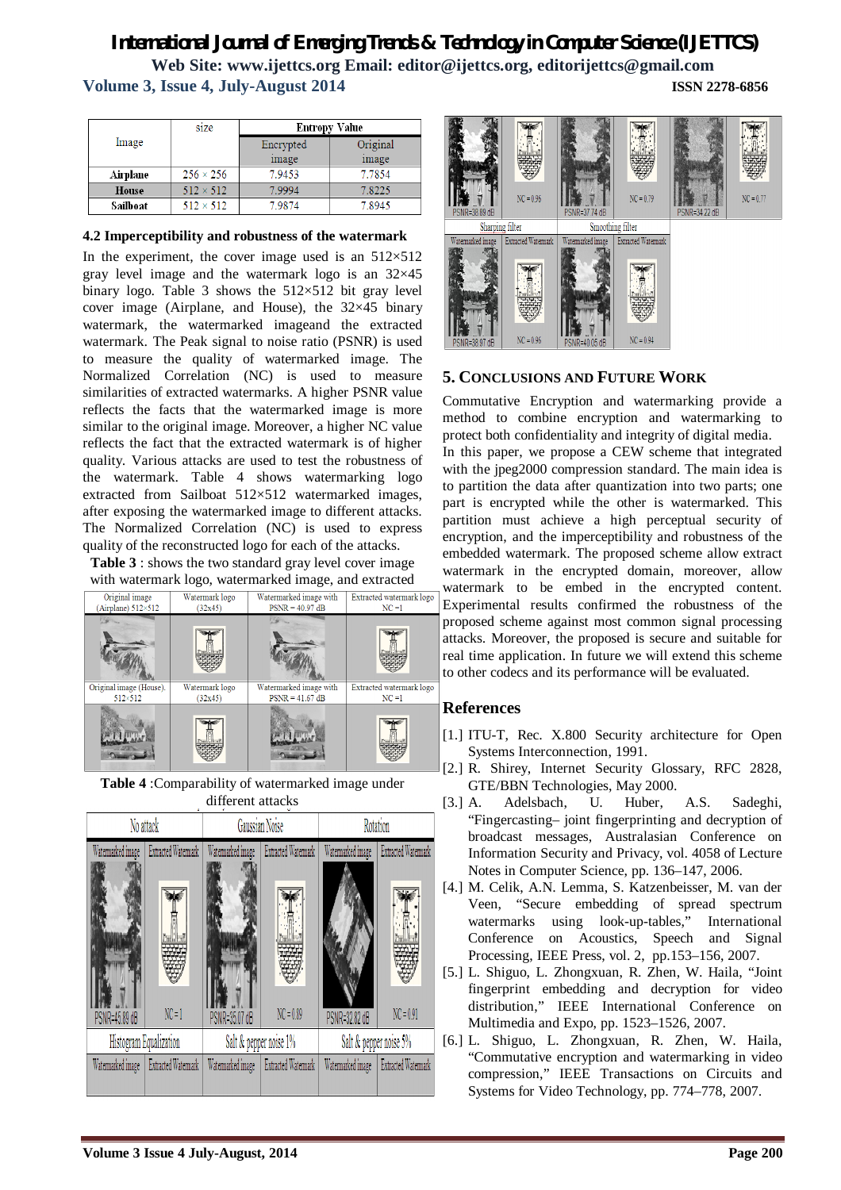| Image | size | Entropy Value | |
|---|---|---|---|
| | | Encrypted image | Original image |
| **Airplane** | $256 \times 256$ | 7.9453 | 7.7854 |
| **House** | $512 \times 512$ | 7.9994 | 7.8225 |
| **Sailboat** | $512 \times 512$ | 7.9874 | 7.8945 |

### 4.2 Imperceptibility and robustness of the watermark

In the experiment, the cover image used is an 512×512 gray level image and the watermark logo is an 32×45 binary logo. Table 3 shows the 512×512 bit gray level cover image (Airplane, and House), the 32×45 binary watermark, the watermarked imageand the extracted watermark. The Peak signal to noise ratio (PSNR) is used to measure the quality of watermarked image. The Normalized Correlation (NC) is used to measure similarities of extracted watermarks. A higher PSNR value reflects the facts that the watermarked image is more similar to the original image. Moreover, a higher NC value reflects the fact that the extracted watermark is of higher quality. Various attacks are used to test the robustness of the watermark. Table 4 shows watermarking logo extracted from Sailboat 512×512 watermarked images, after exposing the watermarked image to different attacks. The Normalized Correlation (NC) is used to express quality of the reconstructed logo for each of the attacks.

**Table 3** : shows the two standard gray level cover image with watermark logo, watermarked image, and extracted

| Original image (Airplane) 512×512 | Watermark logo (32x45) | Watermarked image with PSNR = 40.97 dB | Extracted watermark logo NC =1 |
|---|---|---|---|
| Original image (House). 512×512 | Watermark logo (32x45) | Watermarked image with PSNR = 41.67 dB | Extracted watermark logo NC =1 |

**Table 4** :Comparability of watermarked image under different attacks

| No attack | | Gaussian Noise | | Rotation | |
|---|---|---|---|---|---|
| Watermarked image | Extracted Watermark | Watermarked image | Extracted Watermark | Watermarked image | Extracted Watermark |
| PSNR=45.89 dB | NC=1 | PSNR=35.07 dB | NC=0.89 | PSNR=32.82 dB | NC=0.91 |
| Histogram Equalization | | Salt & pepper noise 1% | | Salt & pepper noise 5% | |
| Watermarked image | Extracted Watermark | Watermarked image | Extracted Watermark | Watermarked image | Extracted Watermark |
| PSNR=38.89 dB | NC=0.96 | PSNR=37.74 dB | NC=0.79 | PSNR=34.22 dB | NC=0.77 |
| Sharping filter | | Smoothing filter | | | |
| Watermarked image | Extracted Watermark | Watermarked image | Extracted Watermark | | |
| PSNR=38.97 dB | NC=0.96 | PSNR=40.05 dB | NC=0.94 | | |

## 5. Conclusions and Future Work

Commutative Encryption and watermarking provide a method to combine encryption and watermarking to protect both confidentiality and integrity of digital media.

In this paper, we propose a CEW scheme that integrated with the jpeg2000 compression standard. The main idea is to partition the data after quantization into two parts; one part is encrypted while the other is watermarked. This partition must achieve a high perceptual security of encryption, and the imperceptibility and robustness of the embedded watermark. The proposed scheme allow extract watermark in the encrypted domain, moreover, allow watermark to be embed in the encrypted content. Experimental results confirmed the robustness of the proposed scheme against most common signal processing attacks. Moreover, the proposed is secure and suitable for real time application. In future we will extend this scheme to other codecs and its performance will be evaluated.

## References

[1.] ITU-T, Rec. X.800 Security architecture for Open Systems Interconnection, 1991.

[2.] R. Shirey, Internet Security Glossary, RFC 2828, GTE/BBN Technologies, May 2000.

[3.] A. Adelsbach, U. Huber, A.S. Sadeghi, "Fingercasting– joint fingerprinting and decryption of broadcast messages, Australasian Conference on Information Security and Privacy, vol. 4058 of Lecture Notes in Computer Science, pp. 136–147, 2006.

[4.] M. Celik, A.N. Lemma, S. Katzenbeisser, M. van der Veen, "Secure embedding of spread spectrum watermarks using look-up-tables," International Conference on Acoustics, Speech and Signal Processing, IEEE Press, vol. 2, pp.153–156, 2007.

[5.] L. Shiguo, L. Zhongxuan, R. Zhen, W. Haila, "Joint fingerprint embedding and decryption for video distribution," IEEE International Conference on Multimedia and Expo, pp. 1523–1526, 2007.

[6.] L. Shiguo, L. Zhongxuan, R. Zhen, W. Haila, "Commutative encryption and watermarking in video compression," IEEE Transactions on Circuits and Systems for Video Technology, pp. 774–778, 2007.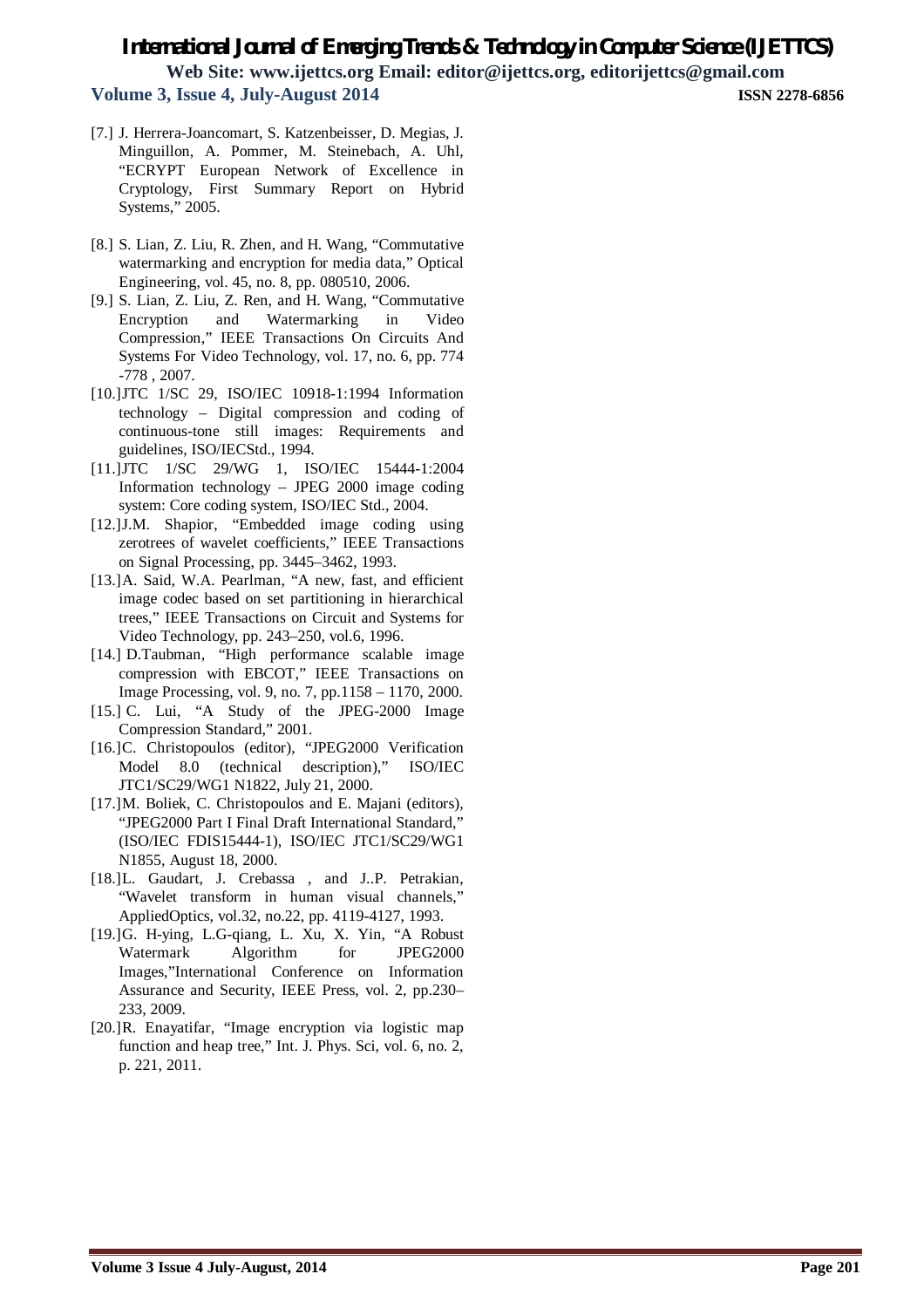[7.] J. Herrera-Joancomart, S. Katzenbeisser, D. Megias, J. Minguillon, A. Pommer, M. Steinebach, A. Uhl, "ECRYPT European Network of Excellence in Cryptology, First Summary Report on Hybrid Systems," 2005.

[8.] S. Lian, Z. Liu, R. Zhen, and H. Wang, "Commutative watermarking and encryption for media data," Optical Engineering, vol. 45, no. 8, pp. 080510, 2006.

[9.] S. Lian, Z. Liu, Z. Ren, and H. Wang, "Commutative Encryption and Watermarking in Video Compression," IEEE Transactions On Circuits And Systems For Video Technology, vol. 17, no. 6, pp. 774 -778 , 2007.

[10.]JTC 1/SC 29, ISO/IEC 10918-1:1994 Information technology – Digital compression and coding of continuous-tone still images: Requirements and guidelines, ISO/IECStd., 1994.

[11.]JTC 1/SC 29/WG 1, ISO/IEC 15444-1:2004 Information technology – JPEG 2000 image coding system: Core coding system, ISO/IEC Std., 2004.

[12.]J.M. Shapior, "Embedded image coding using zerotrees of wavelet coefficients," IEEE Transactions on Signal Processing, pp. 3445–3462, 1993.

[13.]A. Said, W.A. Pearlman, "A new, fast, and efficient image codec based on set partitioning in hierarchical trees," IEEE Transactions on Circuit and Systems for Video Technology, pp. 243–250, vol.6, 1996.

[14.] D.Taubman, "High performance scalable image compression with EBCOT," IEEE Transactions on Image Processing, vol. 9, no. 7, pp.1158 – 1170, 2000.

[15.] C. Lui, "A Study of the JPEG-2000 Image Compression Standard," 2001.

[16.]C. Christopoulos (editor), "JPEG2000 Verification Model 8.0 (technical description)," ISO/IEC JTC1/SC29/WG1 N1822, July 21, 2000.

[17.]M. Boliek, C. Christopoulos and E. Majani (editors), "JPEG2000 Part I Final Draft International Standard," (ISO/IEC FDIS15444-1), ISO/IEC JTC1/SC29/WG1 N1855, August 18, 2000.

[18.]L. Gaudart, J. Crebassa , and J..P. Petrakian, "Wavelet transform in human visual channels," AppliedOptics, vol.32, no.22, pp. 4119-4127, 1993.

[19.]G. H-ying, L.G-qiang, L. Xu, X. Yin, "A Robust Watermark Algorithm for JPEG2000 Images,"International Conference on Information Assurance and Security, IEEE Press, vol. 2, pp.230–233, 2009.

[20.]R. Enayatifar, "Image encryption via logistic map function and heap tree," Int. J. Phys. Sci, vol. 6, no. 2, p. 221, 2011.